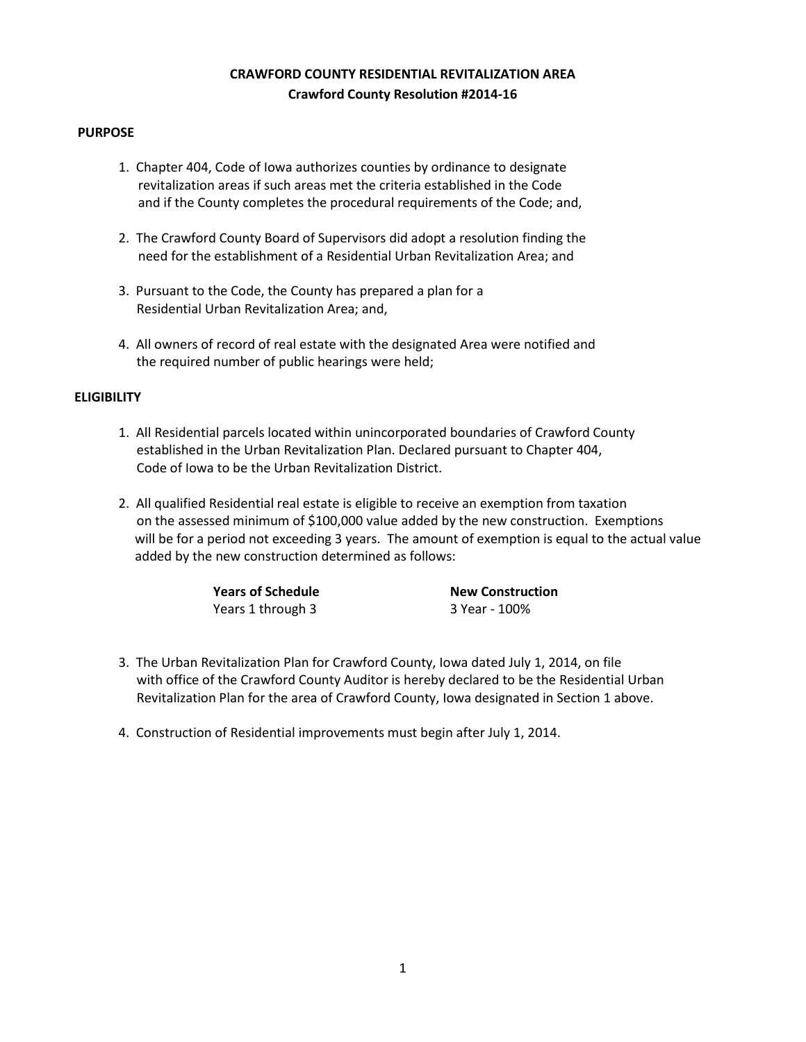# CRAWFORD COUNTY RESIDENTIAL REVITALIZATION AREA

## Crawford County Resolution #2014-16

**PURPOSE**

1. Chapter 404, Code of Iowa authorizes counties by ordinance to designate revitalization areas if such areas met the criteria established in the Code and if the County completes the procedural requirements of the Code; and,

2. The Crawford County Board of Supervisors did adopt a resolution finding the need for the establishment of a Residential Urban Revitalization Area; and

3. Pursuant to the Code, the County has prepared a plan for a Residential Urban Revitalization Area; and,

4. All owners of record of real estate with the designated Area were notified and the required number of public hearings were held;

**ELIGIBILITY**

1. All Residential parcels located within unincorporated boundaries of Crawford County established in the Urban Revitalization Plan. Declared pursuant to Chapter 404, Code of Iowa to be the Urban Revitalization District.

2. All qualified Residential real estate is eligible to receive an exemption from taxation on the assessed minimum of $100,000 value added by the new construction. Exemptions will be for a period not exceeding 3 years. The amount of exemption is equal to the actual value added by the new construction determined as follows:

| Years of Schedule | New Construction |
| --- | --- |
| Years 1 through 3 | 3 Year - 100% |

3. The Urban Revitalization Plan for Crawford County, Iowa dated July 1, 2014, on file with office of the Crawford County Auditor is hereby declared to be the Residential Urban Revitalization Plan for the area of Crawford County, Iowa designated in Section 1 above.

4. Construction of Residential improvements must begin after July 1, 2014.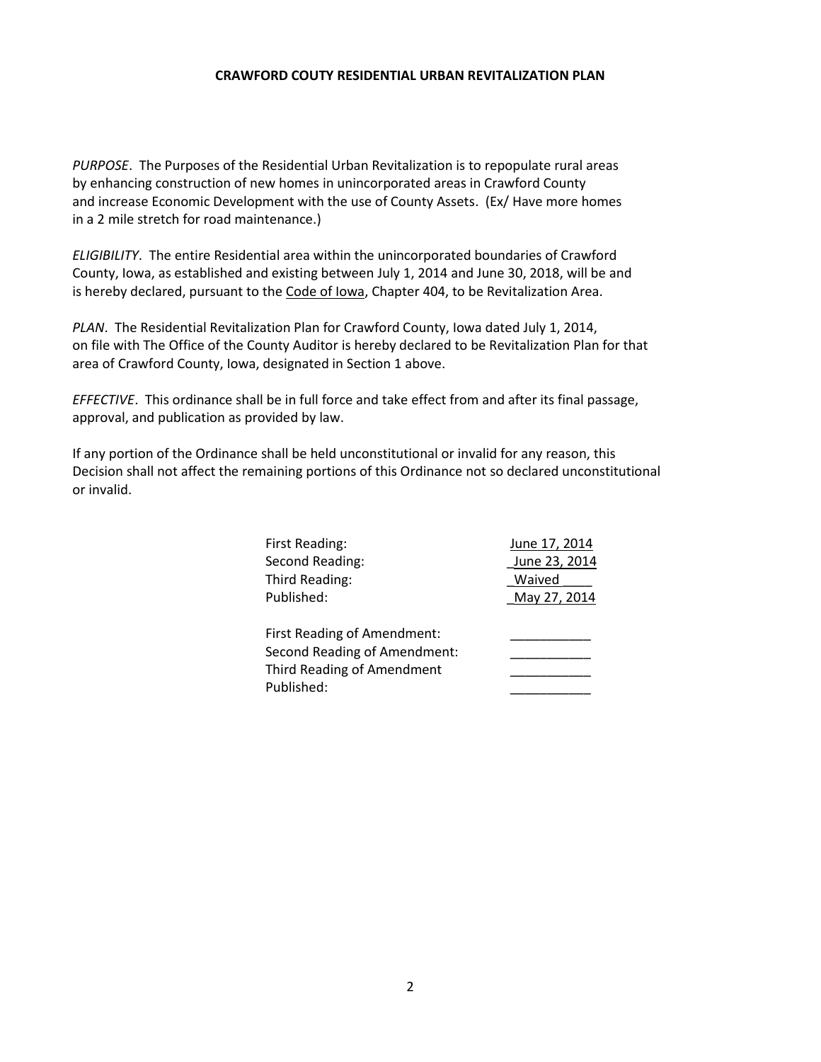**CRAWFORD COUTY RESIDENTIAL URBAN REVITALIZATION PLAN**

*PURPOSE*. The Purposes of the Residential Urban Revitalization is to repopulate rural areas by enhancing construction of new homes in unincorporated areas in Crawford County and increase Economic Development with the use of County Assets. (Ex/ Have more homes in a 2 mile stretch for road maintenance.)

*ELIGIBILITY*. The entire Residential area within the unincorporated boundaries of Crawford County, Iowa, as established and existing between July 1, 2014 and June 30, 2018, will be and is hereby declared, pursuant to the Code of Iowa, Chapter 404, to be Revitalization Area.

*PLAN*. The Residential Revitalization Plan for Crawford County, Iowa dated July 1, 2014, on file with The Office of the County Auditor is hereby declared to be Revitalization Plan for that area of Crawford County, Iowa, designated in Section 1 above.

*EFFECTIVE*. This ordinance shall be in full force and take effect from and after its final passage, approval, and publication as provided by law.

If any portion of the Ordinance shall be held unconstitutional or invalid for any reason, this Decision shall not affect the remaining portions of this Ordinance not so declared unconstitutional or invalid.

| | |
|---|---|
| First Reading: | June 17, 2014 |
| Second Reading: | June 23, 2014 |
| Third Reading: | Waived |
| Published: | May 27, 2014 |
| | |
| First Reading of Amendment: | ___________ |
| Second Reading of Amendment: | ___________ |
| Third Reading of Amendment | ___________ |
| Published: | ___________ |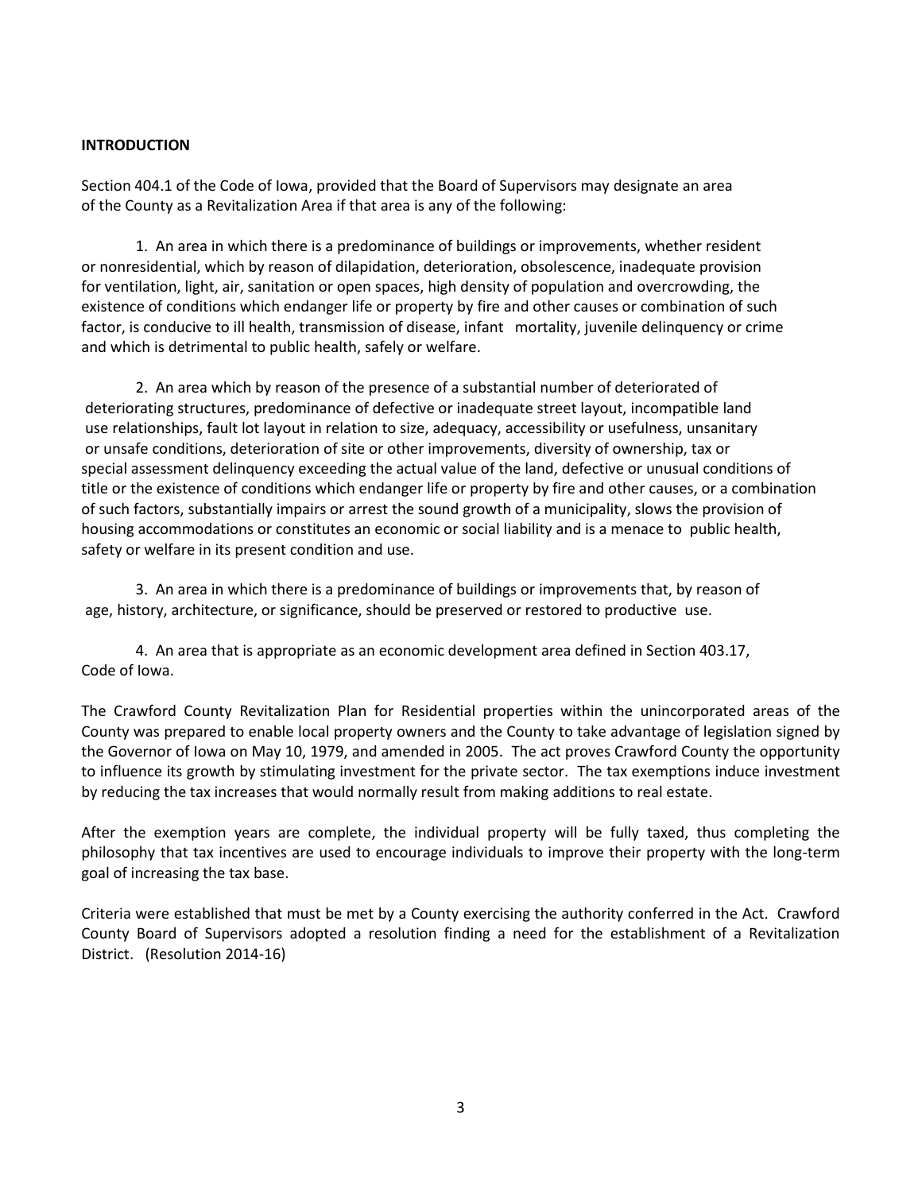**INTRODUCTION**

Section 404.1 of the Code of Iowa, provided that the Board of Supervisors may designate an area of the County as a Revitalization Area if that area is any of the following:

1. An area in which there is a predominance of buildings or improvements, whether resident or nonresidential, which by reason of dilapidation, deterioration, obsolescence, inadequate provision for ventilation, light, air, sanitation or open spaces, high density of population and overcrowding, the existence of conditions which endanger life or property by fire and other causes or combination of such factor, is conducive to ill health, transmission of disease, infant mortality, juvenile delinquency or crime and which is detrimental to public health, safely or welfare.

2. An area which by reason of the presence of a substantial number of deteriorated of deteriorating structures, predominance of defective or inadequate street layout, incompatible land use relationships, fault lot layout in relation to size, adequacy, accessibility or usefulness, unsanitary or unsafe conditions, deterioration of site or other improvements, diversity of ownership, tax or special assessment delinquency exceeding the actual value of the land, defective or unusual conditions of title or the existence of conditions which endanger life or property by fire and other causes, or a combination of such factors, substantially impairs or arrest the sound growth of a municipality, slows the provision of housing accommodations or constitutes an economic or social liability and is a menace to public health, safety or welfare in its present condition and use.

3. An area in which there is a predominance of buildings or improvements that, by reason of age, history, architecture, or significance, should be preserved or restored to productive use.

4. An area that is appropriate as an economic development area defined in Section 403.17, Code of Iowa.

The Crawford County Revitalization Plan for Residential properties within the unincorporated areas of the County was prepared to enable local property owners and the County to take advantage of legislation signed by the Governor of Iowa on May 10, 1979, and amended in 2005. The act proves Crawford County the opportunity to influence its growth by stimulating investment for the private sector. The tax exemptions induce investment by reducing the tax increases that would normally result from making additions to real estate.

After the exemption years are complete, the individual property will be fully taxed, thus completing the philosophy that tax incentives are used to encourage individuals to improve their property with the long-term goal of increasing the tax base.

Criteria were established that must be met by a County exercising the authority conferred in the Act. Crawford County Board of Supervisors adopted a resolution finding a need for the establishment of a Revitalization District. (Resolution 2014-16)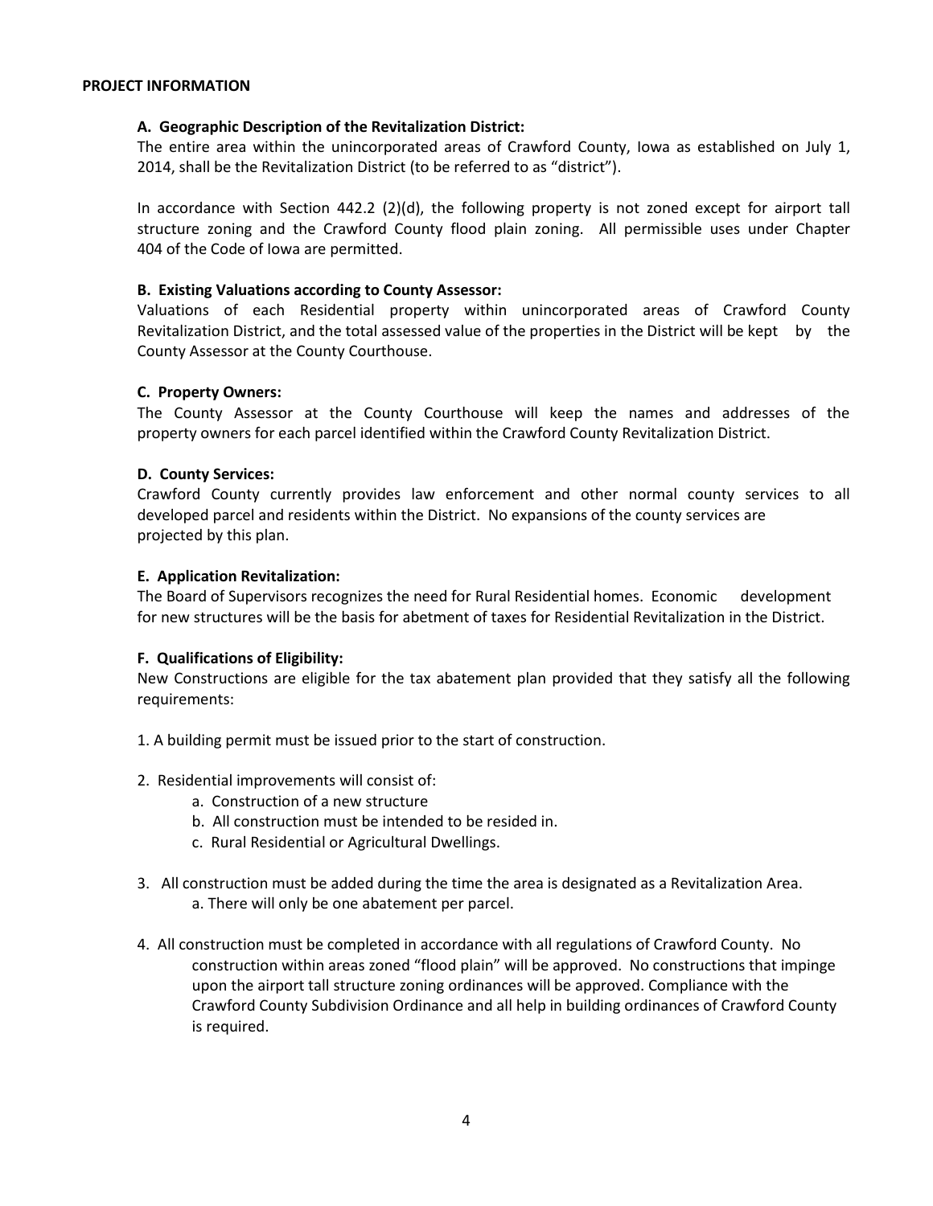## PROJECT INFORMATION

### A. Geographic Description of the Revitalization District:

The entire area within the unincorporated areas of Crawford County, Iowa as established on July 1, 2014, shall be the Revitalization District (to be referred to as "district").

In accordance with Section 442.2 (2)(d), the following property is not zoned except for airport tall structure zoning and the Crawford County flood plain zoning. All permissible uses under Chapter 404 of the Code of Iowa are permitted.

### B. Existing Valuations according to County Assessor:

Valuations of each Residential property within unincorporated areas of Crawford County Revitalization District, and the total assessed value of the properties in the District will be kept by the County Assessor at the County Courthouse.

### C. Property Owners:

The County Assessor at the County Courthouse will keep the names and addresses of the property owners for each parcel identified within the Crawford County Revitalization District.

### D. County Services:

Crawford County currently provides law enforcement and other normal county services to all developed parcel and residents within the District. No expansions of the county services are projected by this plan.

### E. Application Revitalization:

The Board of Supervisors recognizes the need for Rural Residential homes. Economic development for new structures will be the basis for abetment of taxes for Residential Revitalization in the District.

### F. Qualifications of Eligibility:

New Constructions are eligible for the tax abatement plan provided that they satisfy all the following requirements:

1. A building permit must be issued prior to the start of construction.

2. Residential improvements will consist of:
   a. Construction of a new structure
   b. All construction must be intended to be resided in.
   c. Rural Residential or Agricultural Dwellings.

3. All construction must be added during the time the area is designated as a Revitalization Area.
   a. There will only be one abatement per parcel.

4. All construction must be completed in accordance with all regulations of Crawford County. No construction within areas zoned "flood plain" will be approved. No constructions that impinge upon the airport tall structure zoning ordinances will be approved. Compliance with the Crawford County Subdivision Ordinance and all help in building ordinances of Crawford County is required.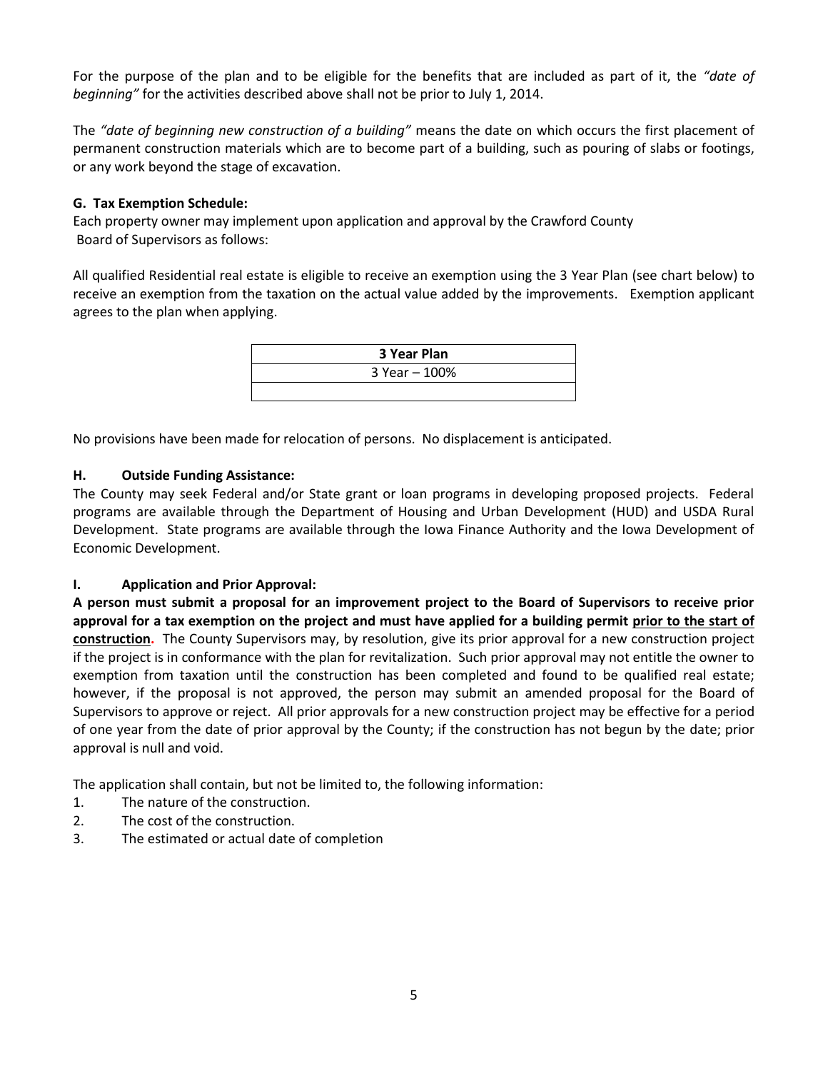For the purpose of the plan and to be eligible for the benefits that are included as part of it, the *"date of beginning"* for the activities described above shall not be prior to July 1, 2014.

The *"date of beginning new construction of a building"* means the date on which occurs the first placement of permanent construction materials which are to become part of a building, such as pouring of slabs or footings, or any work beyond the stage of excavation.

**G. Tax Exemption Schedule:**

Each property owner may implement upon application and approval by the Crawford County Board of Supervisors as follows:

All qualified Residential real estate is eligible to receive an exemption using the 3 Year Plan (see chart below) to receive an exemption from the taxation on the actual value added by the improvements. Exemption applicant agrees to the plan when applying.

| **3 Year Plan** |
|---|
| 3 Year – 100% |
| |

No provisions have been made for relocation of persons. No displacement is anticipated.

**H. Outside Funding Assistance:**

The County may seek Federal and/or State grant or loan programs in developing proposed projects. Federal programs are available through the Department of Housing and Urban Development (HUD) and USDA Rural Development. State programs are available through the Iowa Finance Authority and the Iowa Development of Economic Development.

**I. Application and Prior Approval:**

**A person must submit a proposal for an improvement project to the Board of Supervisors to receive prior approval for a tax exemption on the project and must have applied for a building permit <u>prior to the start of construction</u>.** The County Supervisors may, by resolution, give its prior approval for a new construction project if the project is in conformance with the plan for revitalization. Such prior approval may not entitle the owner to exemption from taxation until the construction has been completed and found to be qualified real estate; however, if the proposal is not approved, the person may submit an amended proposal for the Board of Supervisors to approve or reject. All prior approvals for a new construction project may be effective for a period of one year from the date of prior approval by the County; if the construction has not begun by the date; prior approval is null and void.

The application shall contain, but not be limited to, the following information:

1. The nature of the construction.
2. The cost of the construction.
3. The estimated or actual date of completion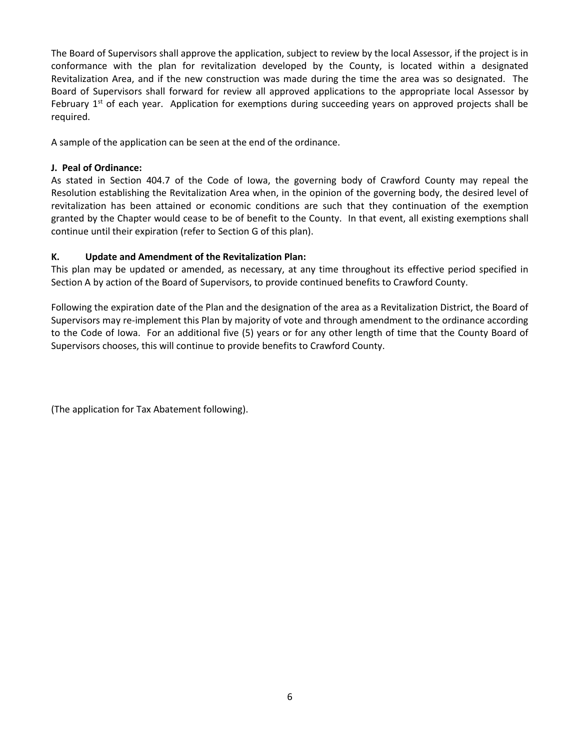The Board of Supervisors shall approve the application, subject to review by the local Assessor, if the project is in conformance with the plan for revitalization developed by the County, is located within a designated Revitalization Area, and if the new construction was made during the time the area was so designated. The Board of Supervisors shall forward for review all approved applications to the appropriate local Assessor by February 1st of each year. Application for exemptions during succeeding years on approved projects shall be required.

A sample of the application can be seen at the end of the ordinance.

**J. Peal of Ordinance:**

As stated in Section 404.7 of the Code of Iowa, the governing body of Crawford County may repeal the Resolution establishing the Revitalization Area when, in the opinion of the governing body, the desired level of revitalization has been attained or economic conditions are such that they continuation of the exemption granted by the Chapter would cease to be of benefit to the County. In that event, all existing exemptions shall continue until their expiration (refer to Section G of this plan).

**K. Update and Amendment of the Revitalization Plan:**

This plan may be updated or amended, as necessary, at any time throughout its effective period specified in Section A by action of the Board of Supervisors, to provide continued benefits to Crawford County.

Following the expiration date of the Plan and the designation of the area as a Revitalization District, the Board of Supervisors may re-implement this Plan by majority of vote and through amendment to the ordinance according to the Code of Iowa. For an additional five (5) years or for any other length of time that the County Board of Supervisors chooses, this will continue to provide benefits to Crawford County.

(The application for Tax Abatement following).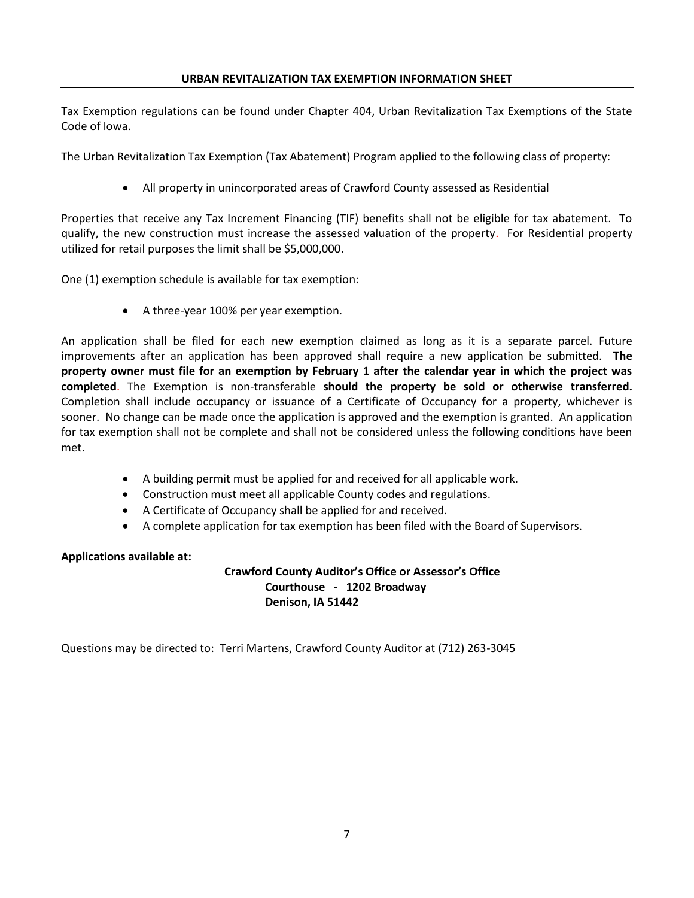## URBAN REVITALIZATION TAX EXEMPTION INFORMATION SHEET

Tax Exemption regulations can be found under Chapter 404, Urban Revitalization Tax Exemptions of the State Code of Iowa.

The Urban Revitalization Tax Exemption (Tax Abatement) Program applied to the following class of property:

- All property in unincorporated areas of Crawford County assessed as Residential

Properties that receive any Tax Increment Financing (TIF) benefits shall not be eligible for tax abatement. To qualify, the new construction must increase the assessed valuation of the property. For Residential property utilized for retail purposes the limit shall be $5,000,000.

One (1) exemption schedule is available for tax exemption:

- A three-year 100% per year exemption.

An application shall be filed for each new exemption claimed as long as it is a separate parcel. Future improvements after an application has been approved shall require a new application be submitted. **The property owner must file for an exemption by February 1 after the calendar year in which the project was completed**. The Exemption is non-transferable **should the property be sold or otherwise transferred.** Completion shall include occupancy or issuance of a Certificate of Occupancy for a property, whichever is sooner. No change can be made once the application is approved and the exemption is granted. An application for tax exemption shall not be complete and shall not be considered unless the following conditions have been met.

- A building permit must be applied for and received for all applicable work.
- Construction must meet all applicable County codes and regulations.
- A Certificate of Occupancy shall be applied for and received.
- A complete application for tax exemption has been filed with the Board of Supervisors.

**Applications available at:**

**Crawford County Auditor's Office or Assessor's Office**
**Courthouse - 1202 Broadway**
**Denison, IA 51442**

Questions may be directed to: Terri Martens, Crawford County Auditor at (712) 263-3045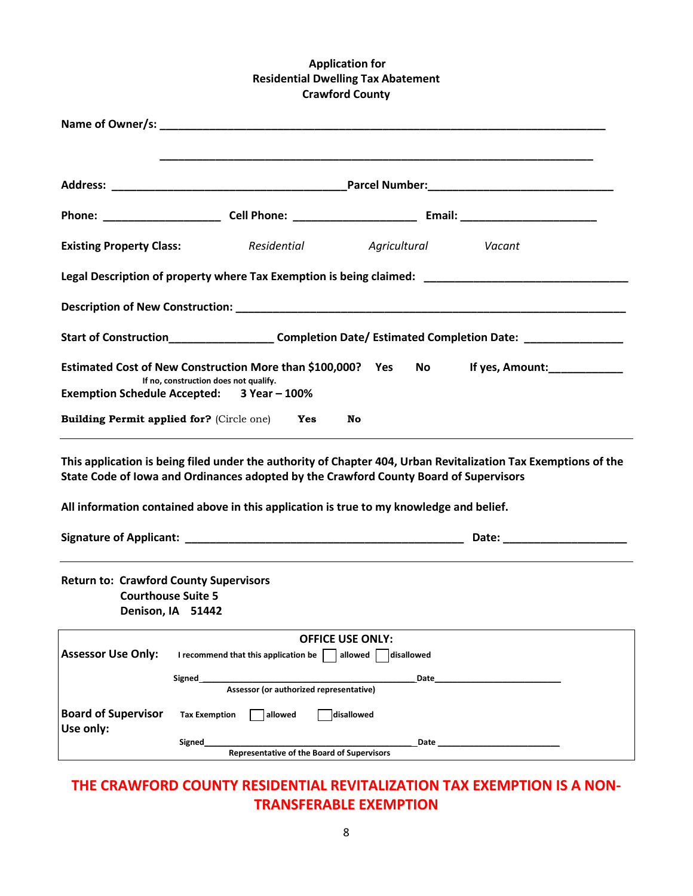# Application for
# Residential Dwelling Tax Abatement
# Crawford County

**Name of Owner/s:** ______________________________________________________________________________

______________________________________________________________________________

**Address:** ________________________________________**Parcel Number:**______________________________

**Phone:** ____________________ **Cell Phone:** _____________________ **Email:** _______________________

**Existing Property Class:** *Residential* *Agricultural* *Vacant*

**Legal Description of property where Tax Exemption is being claimed:** _________________________________

**Description of New Construction:** ____________________________________________________________________

**Start of Construction**_________________ **Completion Date/ Estimated Completion Date:** ________________

**Estimated Cost of New Construction More than $100,000? Yes No If yes, Amount:**____________
If no, construction does not qualify.

**Exemption Schedule Accepted: 3 Year – 100%**

**Building Permit applied for?** (Circle one) **Yes No**

---

**This application is being filed under the authority of Chapter 404, Urban Revitalization Tax Exemptions of the State Code of Iowa and Ordinances adopted by the Crawford County Board of Supervisors**

**All information contained above in this application is true to my knowledge and belief.**

**Signature of Applicant:** ________________________________________________ **Date:** ____________________

---

**Return to: Crawford County Supervisors**
**Courthouse Suite 5**
**Denison, IA 51442**

**OFFICE USE ONLY:**

**Assessor Use Only:** I recommend that this application be ☐ allowed ☐ disallowed

Signed___________________________________________________Date_________________________
Assessor (or authorized representative)

**Board of Supervisor Use only:** Tax Exemption ☐ allowed ☐ disallowed

Signed___________________________________________________Date _________________________
Representative of the Board of Supervisors

**THE CRAWFORD COUNTY RESIDENTIAL REVITALIZATION TAX EXEMPTION IS A NON-TRANSFERABLE EXEMPTION**